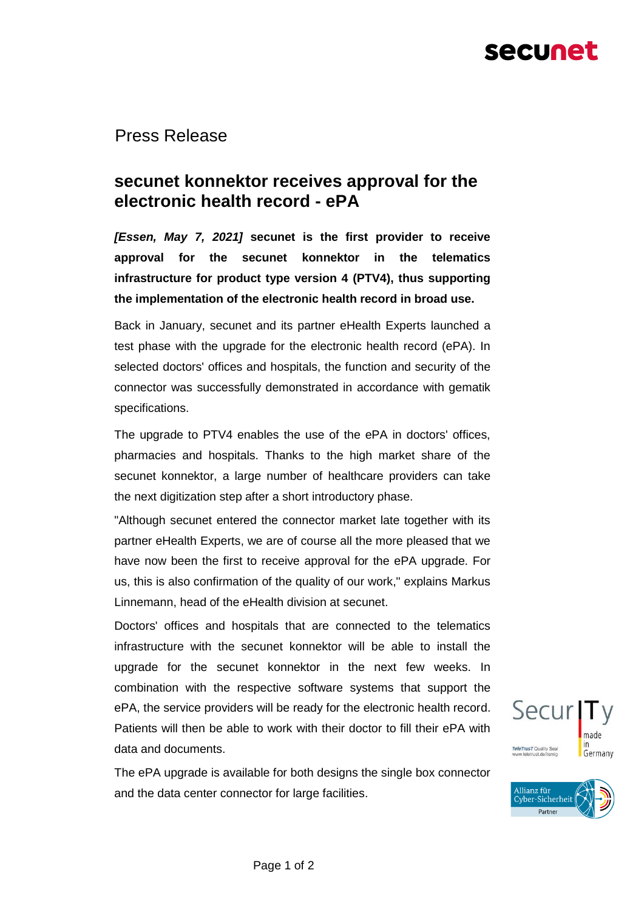Press Release

# secunet konnektor receives approval for the electronic health record - ePA

***[Essen, May 7, 2021]* secunet is the first provider to receive approval for the secunet konnektor in the telematics infrastructure for product type version 4 (PTV4), thus supporting the implementation of the electronic health record in broad use.**

Back in January, secunet and its partner eHealth Experts launched a test phase with the upgrade for the electronic health record (ePA). In selected doctors' offices and hospitals, the function and security of the connector was successfully demonstrated in accordance with gematik specifications.

The upgrade to PTV4 enables the use of the ePA in doctors' offices, pharmacies and hospitals. Thanks to the high market share of the secunet konnektor, a large number of healthcare providers can take the next digitization step after a short introductory phase.

"Although secunet entered the connector market late together with its partner eHealth Experts, we are of course all the more pleased that we have now been the first to receive approval for the ePA upgrade. For us, this is also confirmation of the quality of our work," explains Markus Linnemann, head of the eHealth division at secunet.

Doctors' offices and hospitals that are connected to the telematics infrastructure with the secunet konnektor will be able to install the upgrade for the secunet konnektor in the next few weeks. In combination with the respective software systems that support the ePA, the service providers will be ready for the electronic health record. Patients will then be able to work with their doctor to fill their ePA with data and documents.

The ePA upgrade is available for both designs the single box connector and the data center connector for large facilities.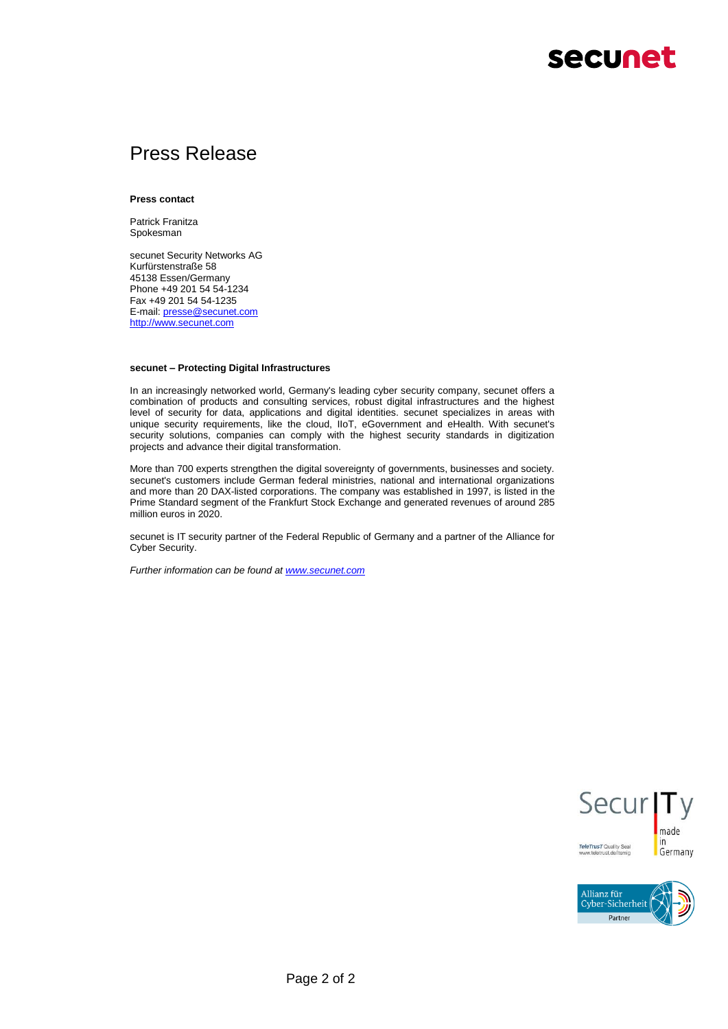# Press Release

**Press contact**

Patrick Franitza
Spokesman

secunet Security Networks AG
Kurfürstenstraße 58
45138 Essen/Germany
Phone +49 201 54 54-1234
Fax +49 201 54 54-1235
E-mail: presse@secunet.com
http://www.secunet.com

**secunet – Protecting Digital Infrastructures**

In an increasingly networked world, Germany's leading cyber security company, secunet offers a combination of products and consulting services, robust digital infrastructures and the highest level of security for data, applications and digital identities. secunet specializes in areas with unique security requirements, like the cloud, IIoT, eGovernment and eHealth. With secunet's security solutions, companies can comply with the highest security standards in digitization projects and advance their digital transformation.

More than 700 experts strengthen the digital sovereignty of governments, businesses and society. secunet's customers include German federal ministries, national and international organizations and more than 20 DAX-listed corporations. The company was established in 1997, is listed in the Prime Standard segment of the Frankfurt Stock Exchange and generated revenues of around 285 million euros in 2020.

secunet is IT security partner of the Federal Republic of Germany and a partner of the Alliance for Cyber Security.

*Further information can be found at www.secunet.com*